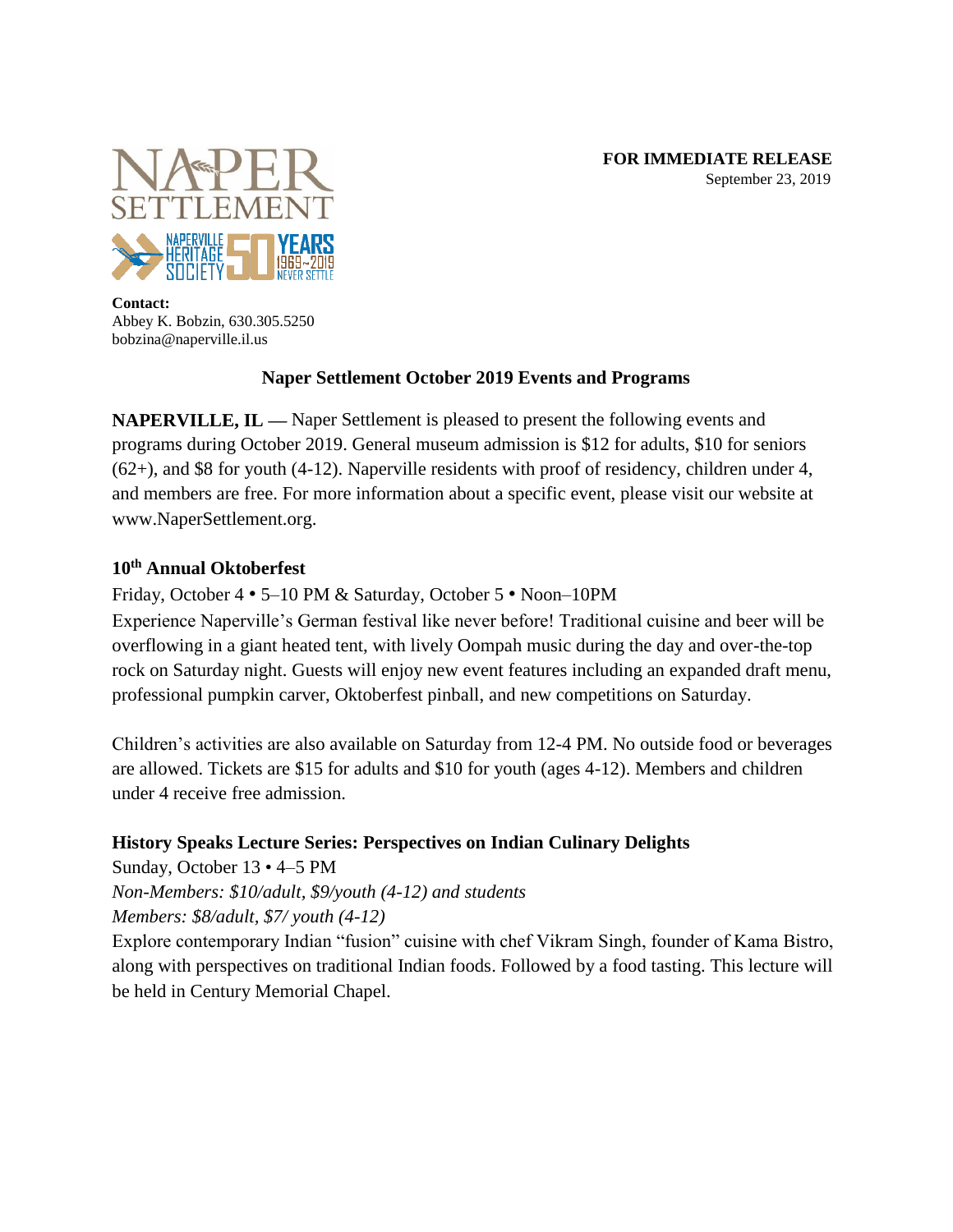**FOR IMMEDIATE RELEASE**
September 23, 2019

**Contact:**
Abbey K. Bobzin, 630.305.5250
bobzina@naperville.il.us

## Naper Settlement October 2019 Events and Programs

**NAPERVILLE, IL —** Naper Settlement is pleased to present the following events and programs during October 2019. General museum admission is $12 for adults, $10 for seniors (62+), and $8 for youth (4-12). Naperville residents with proof of residency, children under 4, and members are free. For more information about a specific event, please visit our website at www.NaperSettlement.org.

### 10th Annual Oktoberfest

Friday, October 4 • 5–10 PM & Saturday, October 5 • Noon–10PM

Experience Naperville's German festival like never before! Traditional cuisine and beer will be overflowing in a giant heated tent, with lively Oompah music during the day and over-the-top rock on Saturday night. Guests will enjoy new event features including an expanded draft menu, professional pumpkin carver, Oktoberfest pinball, and new competitions on Saturday.

Children's activities are also available on Saturday from 12-4 PM. No outside food or beverages are allowed. Tickets are $15 for adults and $10 for youth (ages 4-12). Members and children under 4 receive free admission.

### History Speaks Lecture Series: Perspectives on Indian Culinary Delights

Sunday, October 13 • 4–5 PM

*Non-Members: $10/adult, $9/youth (4-12) and students*

*Members: $8/adult, $7/ youth (4-12)*

Explore contemporary Indian "fusion" cuisine with chef Vikram Singh, founder of Kama Bistro, along with perspectives on traditional Indian foods. Followed by a food tasting. This lecture will be held in Century Memorial Chapel.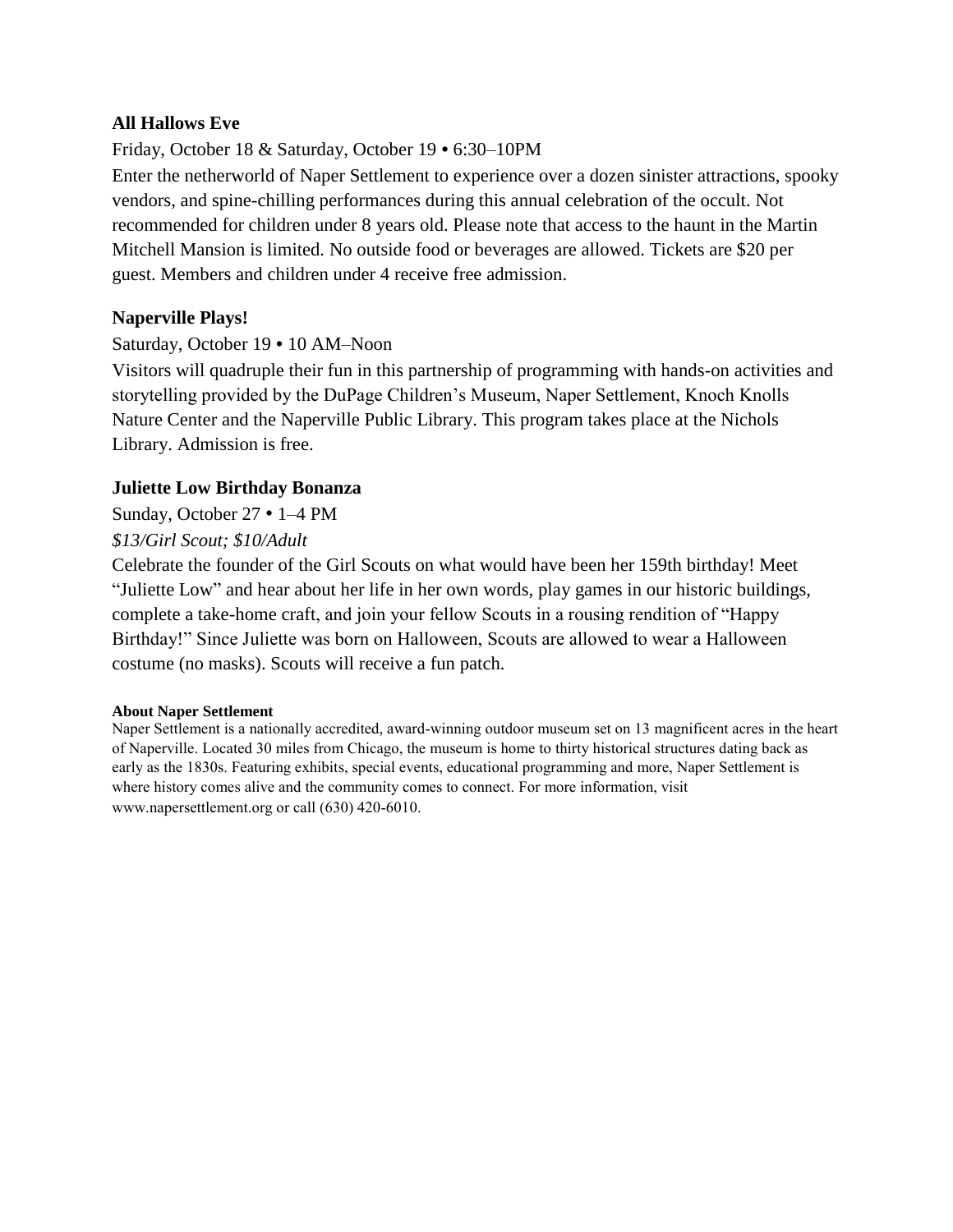### All Hallows Eve

Friday, October 18 & Saturday, October 19 • 6:30–10PM

Enter the netherworld of Naper Settlement to experience over a dozen sinister attractions, spooky vendors, and spine-chilling performances during this annual celebration of the occult. Not recommended for children under 8 years old. Please note that access to the haunt in the Martin Mitchell Mansion is limited. No outside food or beverages are allowed. Tickets are $20 per guest. Members and children under 4 receive free admission.

### Naperville Plays!

Saturday, October 19 • 10 AM–Noon

Visitors will quadruple their fun in this partnership of programming with hands-on activities and storytelling provided by the DuPage Children's Museum, Naper Settlement, Knoch Knolls Nature Center and the Naperville Public Library. This program takes place at the Nichols Library. Admission is free.

### Juliette Low Birthday Bonanza

Sunday, October 27 • 1–4 PM

*$13/Girl Scout; $10/Adult*

Celebrate the founder of the Girl Scouts on what would have been her 159th birthday! Meet "Juliette Low" and hear about her life in her own words, play games in our historic buildings, complete a take-home craft, and join your fellow Scouts in a rousing rendition of "Happy Birthday!" Since Juliette was born on Halloween, Scouts are allowed to wear a Halloween costume (no masks). Scouts will receive a fun patch.

**About Naper Settlement**

Naper Settlement is a nationally accredited, award-winning outdoor museum set on 13 magnificent acres in the heart of Naperville. Located 30 miles from Chicago, the museum is home to thirty historical structures dating back as early as the 1830s. Featuring exhibits, special events, educational programming and more, Naper Settlement is where history comes alive and the community comes to connect. For more information, visit www.napersettlement.org or call (630) 420-6010.